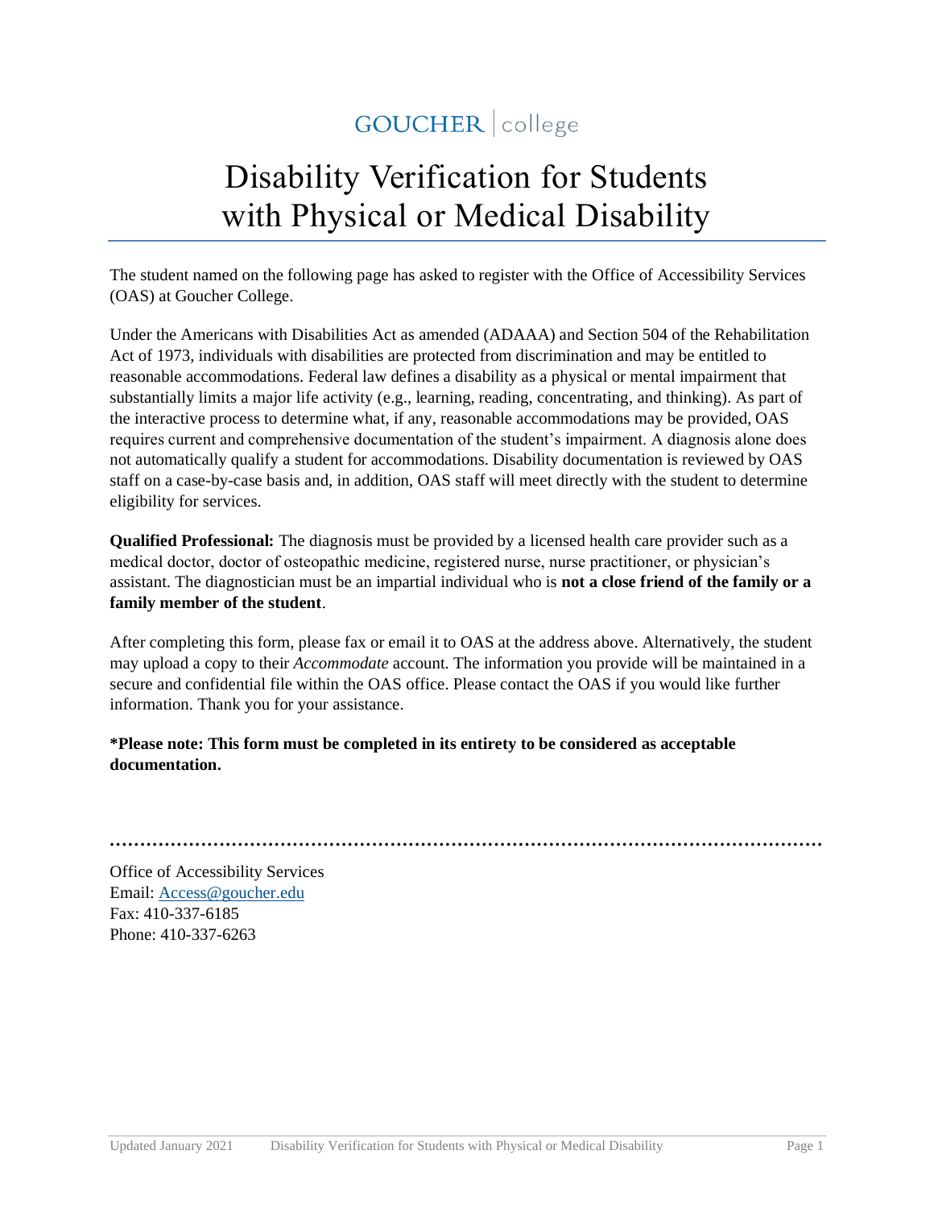GOUCHER | college

# Disability Verification for Students with Physical or Medical Disability

The student named on the following page has asked to register with the Office of Accessibility Services (OAS) at Goucher College.

Under the Americans with Disabilities Act as amended (ADAAA) and Section 504 of the Rehabilitation Act of 1973, individuals with disabilities are protected from discrimination and may be entitled to reasonable accommodations. Federal law defines a disability as a physical or mental impairment that substantially limits a major life activity (e.g., learning, reading, concentrating, and thinking). As part of the interactive process to determine what, if any, reasonable accommodations may be provided, OAS requires current and comprehensive documentation of the student's impairment. A diagnosis alone does not automatically qualify a student for accommodations. Disability documentation is reviewed by OAS staff on a case-by-case basis and, in addition, OAS staff will meet directly with the student to determine eligibility for services.

**Qualified Professional:** The diagnosis must be provided by a licensed health care provider such as a medical doctor, doctor of osteopathic medicine, registered nurse, nurse practitioner, or physician's assistant. The diagnostician must be an impartial individual who is **not a close friend of the family or a family member of the student**.

After completing this form, please fax or email it to OAS at the address above. Alternatively, the student may upload a copy to their *Accommodate* account. The information you provide will be maintained in a secure and confidential file within the OAS office. Please contact the OAS if you would like further information. Thank you for your assistance.

**\*Please note: This form must be completed in its entirety to be considered as acceptable documentation.**

Office of Accessibility Services
Email: Access@goucher.edu
Fax: 410-337-6185
Phone: 410-337-6263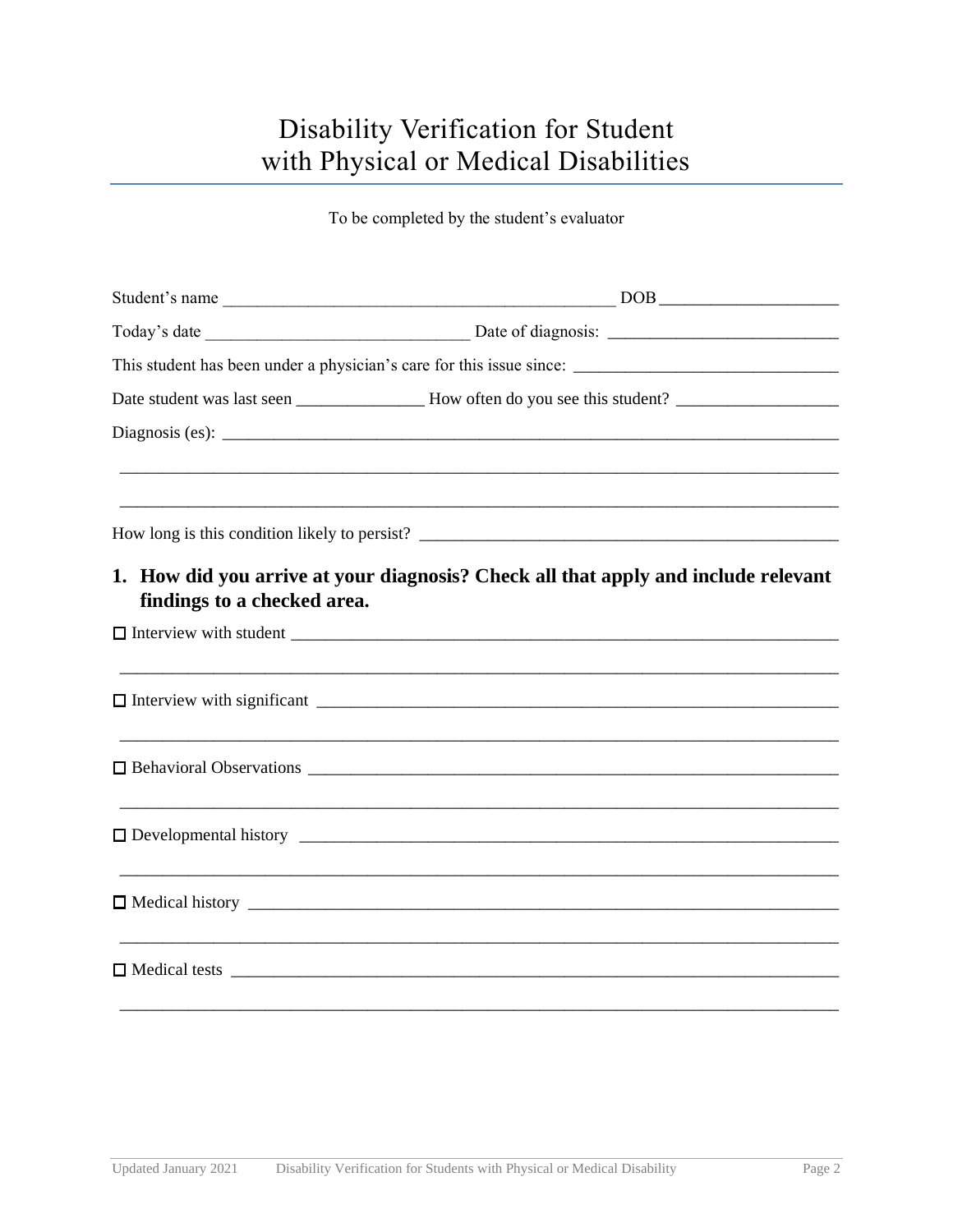# Disability Verification for Student with Physical or Medical Disabilities

To be completed by the student's evaluator

Student's name ____________________________________________ DOB ____________________

Today's date ______________________________ Date of diagnosis: __________________________

This student has been under a physician's care for this issue since: ______________________________

Date student was last seen _______________ How often do you see this student? __________________

Diagnosis (es): ___________________________________________________________________________

___________________________________________________________________________________

___________________________________________________________________________________

How long is this condition likely to persist? _________________________________________________

## 1. How did you arrive at your diagnosis? Check all that apply and include relevant findings to a checked area.

☐ Interview with student _____________________________________________________________

___________________________________________________________________________________

☐ Interview with significant __________________________________________________________

___________________________________________________________________________________

☐ Behavioral Observations ____________________________________________________________

___________________________________________________________________________________

☐ Developmental history ______________________________________________________________

___________________________________________________________________________________

☐ Medical history ___________________________________________________________________

___________________________________________________________________________________

☐ Medical tests _____________________________________________________________________

___________________________________________________________________________________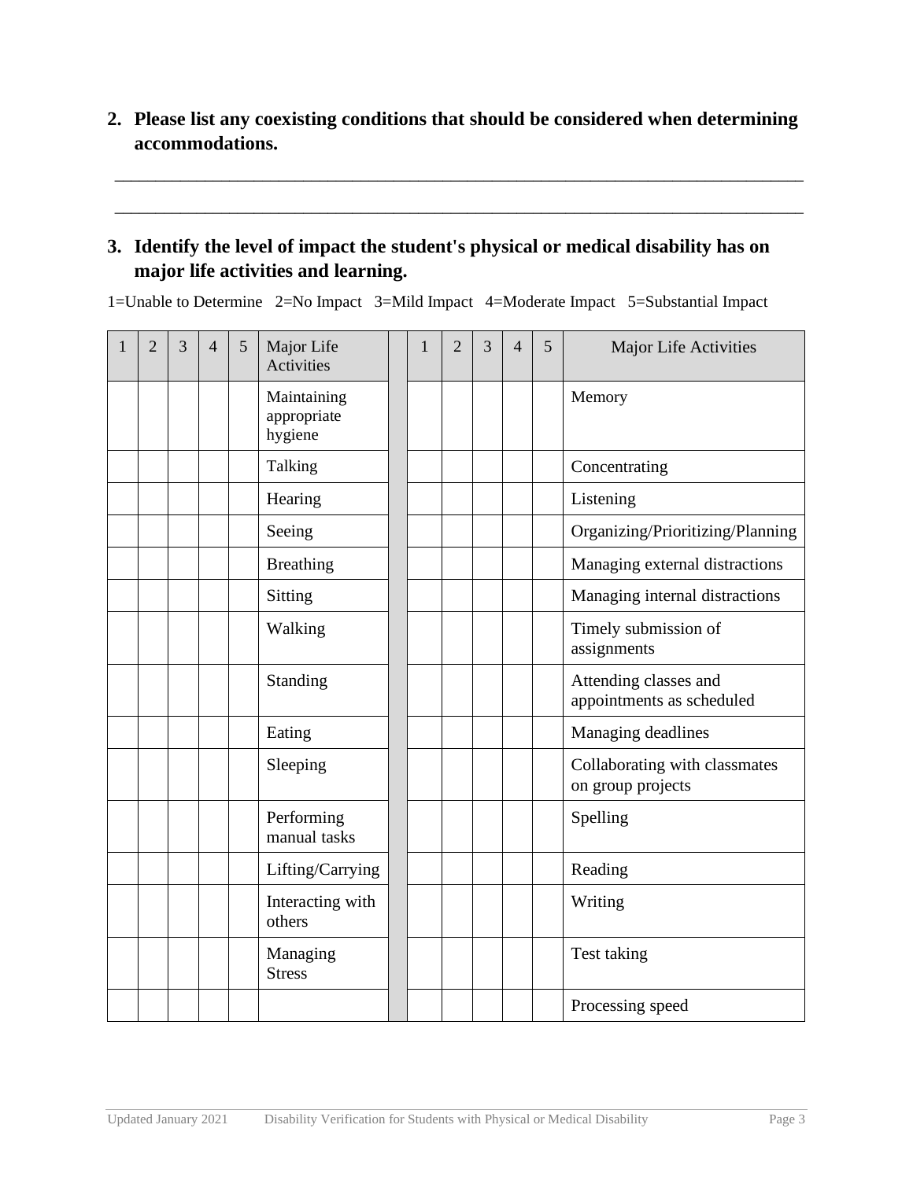2. **Please list any coexisting conditions that should be considered when determining accommodations.**

______________________________________________________________________________

______________________________________________________________________________

3. **Identify the level of impact the student's physical or medical disability has on major life activities and learning.**

1=Unable to Determine 2=No Impact 3=Mild Impact 4=Moderate Impact 5=Substantial Impact

| 1 | 2 | 3 | 4 | 5 | Major Life Activities | | 1 | 2 | 3 | 4 | 5 | Major Life Activities |
|---|---|---|---|---|---|---|---|---|---|---|---|---|
| | | | | | Maintaining appropriate hygiene | | | | | | | Memory |
| | | | | | Talking | | | | | | | Concentrating |
| | | | | | Hearing | | | | | | | Listening |
| | | | | | Seeing | | | | | | | Organizing/Prioritizing/Planning |
| | | | | | Breathing | | | | | | | Managing external distractions |
| | | | | | Sitting | | | | | | | Managing internal distractions |
| | | | | | Walking | | | | | | | Timely submission of assignments |
| | | | | | Standing | | | | | | | Attending classes and appointments as scheduled |
| | | | | | Eating | | | | | | | Managing deadlines |
| | | | | | Sleeping | | | | | | | Collaborating with classmates on group projects |
| | | | | | Performing manual tasks | | | | | | | Spelling |
| | | | | | Lifting/Carrying | | | | | | | Reading |
| | | | | | Interacting with others | | | | | | | Writing |
| | | | | | Managing Stress | | | | | | | Test taking |
| | | | | | | | | | | | | Processing speed |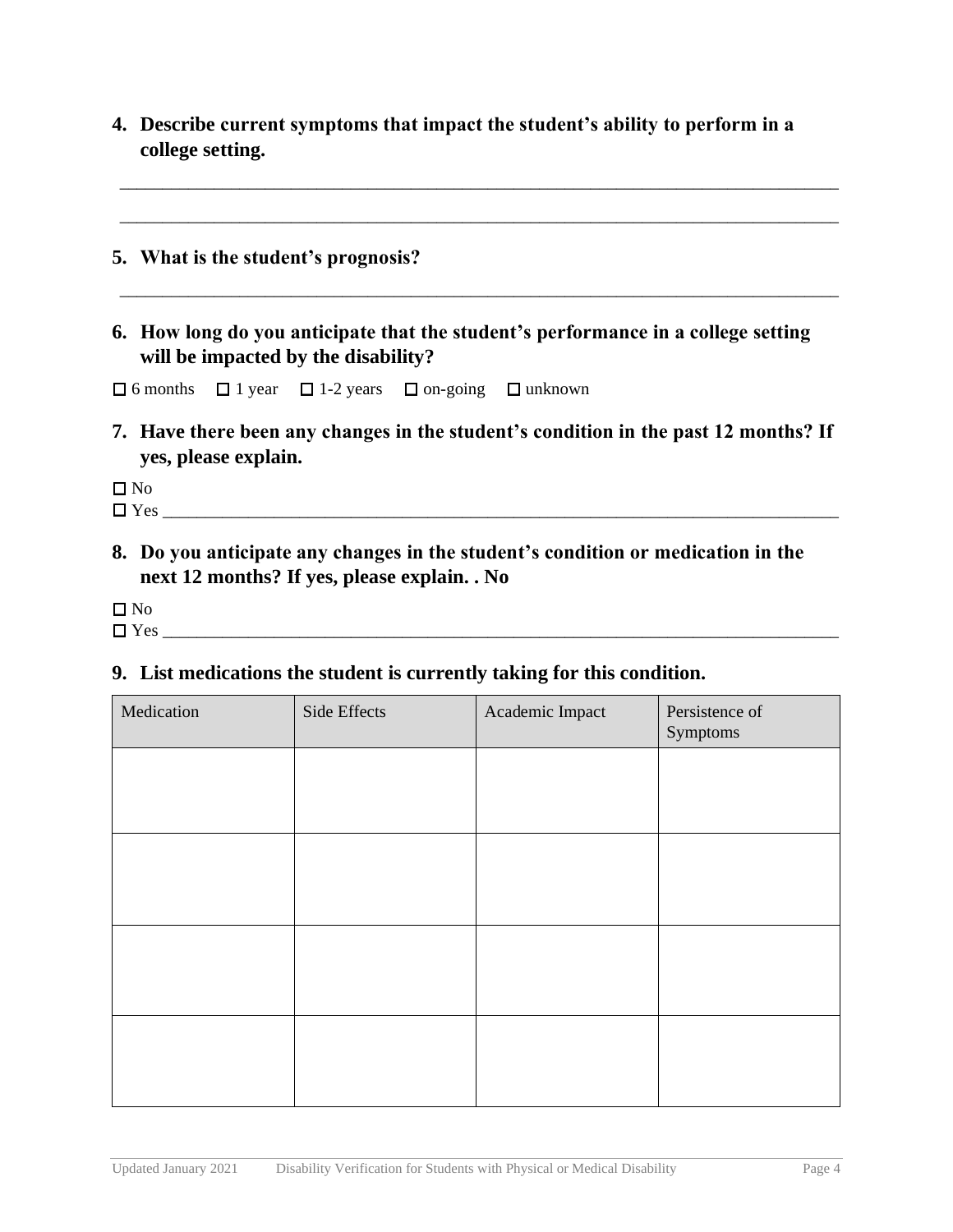4. **Describe current symptoms that impact the student's ability to perform in a college setting.**

_______________________________________________________________________________

_______________________________________________________________________________

5. **What is the student's prognosis?**

_______________________________________________________________________________

6. **How long do you anticipate that the student's performance in a college setting will be impacted by the disability?**

☐ 6 months ☐ 1 year ☐ 1-2 years ☐ on-going ☐ unknown

7. **Have there been any changes in the student's condition in the past 12 months? If yes, please explain.**

☐ No
☐ Yes _______________________________________________________________________________

8. **Do you anticipate any changes in the student's condition or medication in the next 12 months? If yes, please explain. . No**

☐ No
☐ Yes _______________________________________________________________________________

9. **List medications the student is currently taking for this condition.**

| Medication | Side Effects | Academic Impact | Persistence of Symptoms |
|---|---|---|---|
| | | | |
| | | | |
| | | | |
| | | | |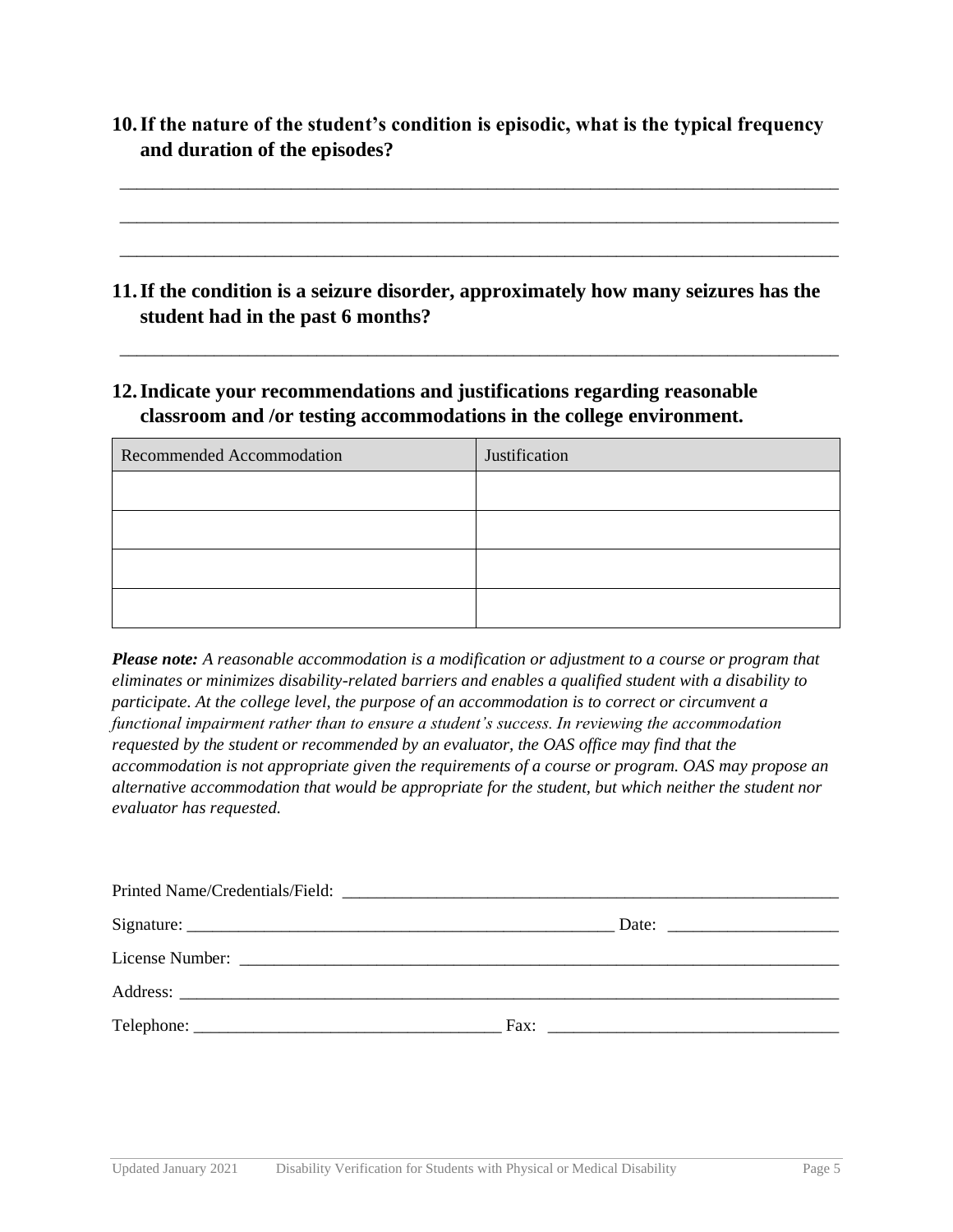**10. If the nature of the student's condition is episodic, what is the typical frequency and duration of the episodes?**

\_\_\_\_\_\_\_\_\_\_\_\_\_\_\_\_\_\_\_\_\_\_\_\_\_\_\_\_\_\_\_\_\_\_\_\_\_\_\_\_\_\_\_\_\_\_\_\_\_\_\_\_\_\_\_\_\_\_\_\_\_\_\_\_\_\_\_\_\_\_\_\_\_\_\_\_\_\_

\_\_\_\_\_\_\_\_\_\_\_\_\_\_\_\_\_\_\_\_\_\_\_\_\_\_\_\_\_\_\_\_\_\_\_\_\_\_\_\_\_\_\_\_\_\_\_\_\_\_\_\_\_\_\_\_\_\_\_\_\_\_\_\_\_\_\_\_\_\_\_\_\_\_\_\_\_\_

\_\_\_\_\_\_\_\_\_\_\_\_\_\_\_\_\_\_\_\_\_\_\_\_\_\_\_\_\_\_\_\_\_\_\_\_\_\_\_\_\_\_\_\_\_\_\_\_\_\_\_\_\_\_\_\_\_\_\_\_\_\_\_\_\_\_\_\_\_\_\_\_\_\_\_\_\_\_

**11. If the condition is a seizure disorder, approximately how many seizures has the student had in the past 6 months?**

\_\_\_\_\_\_\_\_\_\_\_\_\_\_\_\_\_\_\_\_\_\_\_\_\_\_\_\_\_\_\_\_\_\_\_\_\_\_\_\_\_\_\_\_\_\_\_\_\_\_\_\_\_\_\_\_\_\_\_\_\_\_\_\_\_\_\_\_\_\_\_\_\_\_\_\_\_\_

**12. Indicate your recommendations and justifications regarding reasonable classroom and /or testing accommodations in the college environment.**

| Recommended Accommodation | Justification |
|---|---|
| | |
| | |
| | |
| | |

***Please note:*** *A reasonable accommodation is a modification or adjustment to a course or program that eliminates or minimizes disability-related barriers and enables a qualified student with a disability to participate. At the college level, the purpose of an accommodation is to correct or circumvent a functional impairment rather than to ensure a student's success. In reviewing the accommodation requested by the student or recommended by an evaluator, the OAS office may find that the accommodation is not appropriate given the requirements of a course or program. OAS may propose an alternative accommodation that would be appropriate for the student, but which neither the student nor evaluator has requested.*

Printed Name/Credentials/Field: \_\_\_\_\_\_\_\_\_\_\_\_\_\_\_\_\_\_\_\_\_\_\_\_\_\_\_\_\_\_\_\_\_\_\_\_\_\_\_\_\_\_\_\_\_\_\_\_\_\_\_\_\_\_

Signature: \_\_\_\_\_\_\_\_\_\_\_\_\_\_\_\_\_\_\_\_\_\_\_\_\_\_\_\_\_\_\_\_\_\_\_\_\_\_\_\_\_\_\_\_\_\_\_\_\_\_ Date: \_\_\_\_\_\_\_\_\_\_\_\_\_\_\_\_\_\_\_\_

License Number: \_\_\_\_\_\_\_\_\_\_\_\_\_\_\_\_\_\_\_\_\_\_\_\_\_\_\_\_\_\_\_\_\_\_\_\_\_\_\_\_\_\_\_\_\_\_\_\_\_\_\_\_\_\_\_\_\_\_\_\_\_\_\_\_\_\_\_\_

Address: \_\_\_\_\_\_\_\_\_\_\_\_\_\_\_\_\_\_\_\_\_\_\_\_\_\_\_\_\_\_\_\_\_\_\_\_\_\_\_\_\_\_\_\_\_\_\_\_\_\_\_\_\_\_\_\_\_\_\_\_\_\_\_\_\_\_\_\_\_\_\_\_\_\_\_

Telephone: \_\_\_\_\_\_\_\_\_\_\_\_\_\_\_\_\_\_\_\_\_\_\_\_\_\_\_\_\_\_\_\_\_\_\_\_\_ Fax: \_\_\_\_\_\_\_\_\_\_\_\_\_\_\_\_\_\_\_\_\_\_\_\_\_\_\_\_\_\_\_\_\_\_\_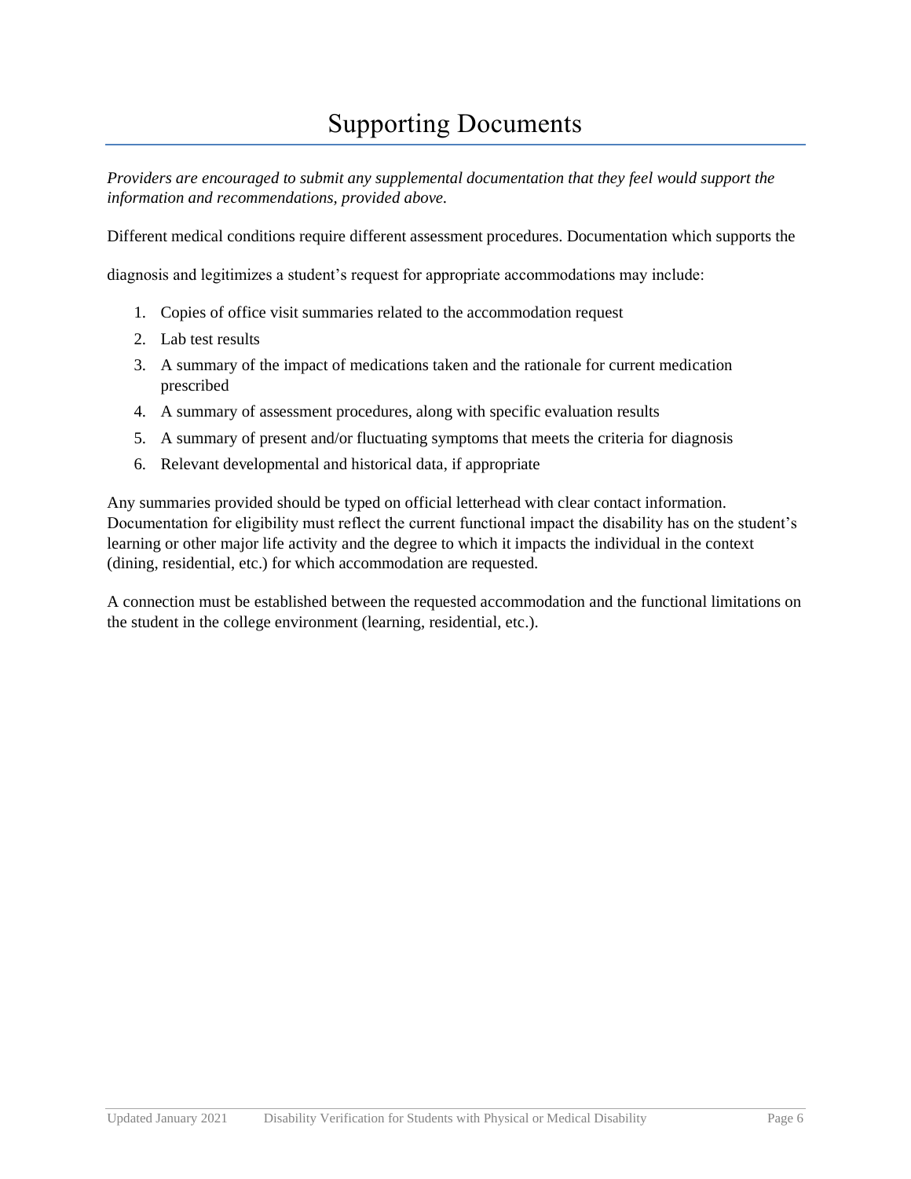# Supporting Documents

*Providers are encouraged to submit any supplemental documentation that they feel would support the information and recommendations, provided above.*

Different medical conditions require different assessment procedures. Documentation which supports the diagnosis and legitimizes a student's request for appropriate accommodations may include:

1. Copies of office visit summaries related to the accommodation request
2. Lab test results
3. A summary of the impact of medications taken and the rationale for current medication prescribed
4. A summary of assessment procedures, along with specific evaluation results
5. A summary of present and/or fluctuating symptoms that meets the criteria for diagnosis
6. Relevant developmental and historical data, if appropriate

Any summaries provided should be typed on official letterhead with clear contact information. Documentation for eligibility must reflect the current functional impact the disability has on the student's learning or other major life activity and the degree to which it impacts the individual in the context (dining, residential, etc.) for which accommodation are requested.

A connection must be established between the requested accommodation and the functional limitations on the student in the college environment (learning, residential, etc.).